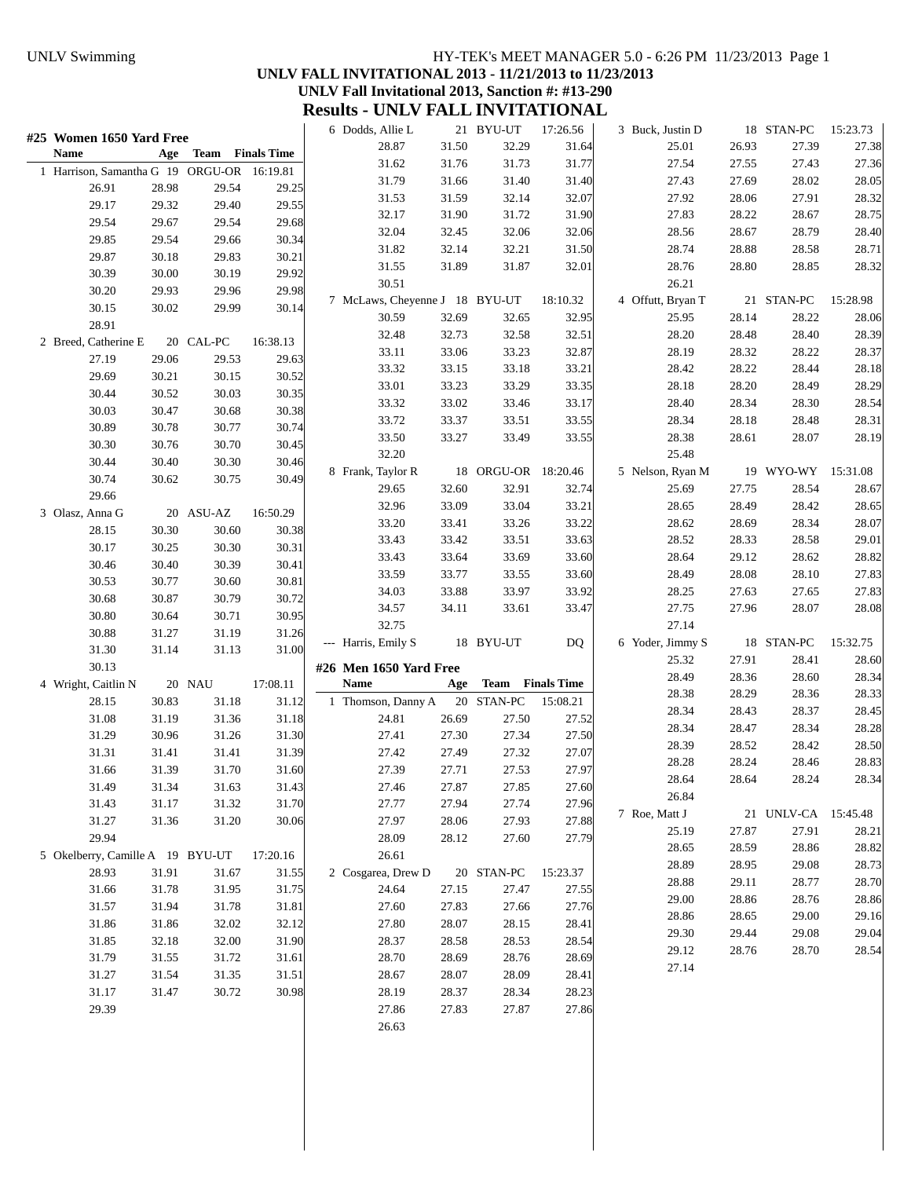UNLV Swimming — HY-TEK's MEET MANAGER 5.0 - 6:26 PM 11/23/2013

# UNLV FALL INVITATIONAL 2013 - 11/21/2013 to 11/23/2013

## UNLV Fall Invitational 2013, Sanction #: #13-290

## Results - UNLV FALL INVITATIONAL

### #25 Women 1650 Yard Free

| | Name | Age | Team | Finals Time |
|---|---|---|---|---|
| 1 | Harrison, Samantha G | 19 | ORGU-OR | 16:19.81 |
| | 26.91 | 28.98 | 29.54 | 29.25 |
| | 29.17 | 29.32 | 29.40 | 29.55 |
| | 29.54 | 29.67 | 29.54 | 29.68 |
| | 29.85 | 29.54 | 29.66 | 30.34 |
| | 29.87 | 30.18 | 29.83 | 30.21 |
| | 30.39 | 30.00 | 30.19 | 29.92 |
| | 30.20 | 29.93 | 29.96 | 29.98 |
| | 30.15 | 30.02 | 29.99 | 30.14 |
| | 28.91 | | | |
| 2 | Breed, Catherine E | 20 | CAL-PC | 16:38.13 |
| | 27.19 | 29.06 | 29.53 | 29.63 |
| | 29.69 | 30.21 | 30.15 | 30.52 |
| | 30.44 | 30.52 | 30.03 | 30.35 |
| | 30.03 | 30.47 | 30.68 | 30.38 |
| | 30.89 | 30.78 | 30.77 | 30.74 |
| | 30.30 | 30.76 | 30.70 | 30.45 |
| | 30.44 | 30.40 | 30.30 | 30.46 |
| | 30.74 | 30.62 | 30.75 | 30.49 |
| | 29.66 | | | |
| 3 | Olasz, Anna G | 20 | ASU-AZ | 16:50.29 |
| | 28.15 | 30.30 | 30.60 | 30.38 |
| | 30.17 | 30.25 | 30.30 | 30.31 |
| | 30.46 | 30.40 | 30.39 | 30.41 |
| | 30.53 | 30.77 | 30.60 | 30.81 |
| | 30.68 | 30.87 | 30.79 | 30.72 |
| | 30.80 | 30.64 | 30.71 | 30.95 |
| | 30.88 | 31.27 | 31.19 | 31.26 |
| | 31.30 | 31.14 | 31.13 | 31.00 |
| | 30.13 | | | |
| 4 | Wright, Caitlin N | 20 | NAU | 17:08.11 |
| | 28.15 | 30.83 | 31.18 | 31.12 |
| | 31.08 | 31.19 | 31.36 | 31.18 |
| | 31.29 | 30.96 | 31.26 | 31.30 |
| | 31.31 | 31.41 | 31.41 | 31.39 |
| | 31.66 | 31.39 | 31.70 | 31.60 |
| | 31.49 | 31.34 | 31.63 | 31.43 |
| | 31.43 | 31.17 | 31.32 | 31.70 |
| | 31.27 | 31.36 | 31.20 | 30.06 |
| | 29.94 | | | |
| 5 | Okelberry, Camille A | 19 | BYU-UT | 17:20.16 |
| | 28.93 | 31.91 | 31.67 | 31.55 |
| | 31.66 | 31.78 | 31.95 | 31.75 |
| | 31.57 | 31.94 | 31.78 | 31.81 |
| | 31.86 | 31.86 | 32.02 | 32.12 |
| | 31.85 | 32.18 | 32.00 | 31.90 |
| | 31.79 | 31.55 | 31.72 | 31.61 |
| | 31.27 | 31.54 | 31.35 | 31.51 |
| | 31.17 | 31.47 | 30.72 | 30.98 |
| | 29.39 | | | |
| 6 | Dodds, Allie L | 21 | BYU-UT | 17:26.56 |
| | 28.87 | 31.50 | 32.29 | 31.64 |
| | 31.62 | 31.76 | 31.73 | 31.77 |
| | 31.79 | 31.66 | 31.40 | 31.40 |
| | 31.53 | 31.59 | 32.14 | 32.07 |
| | 32.17 | 31.90 | 31.72 | 31.90 |
| | 32.04 | 32.45 | 32.06 | 32.06 |
| | 31.82 | 32.14 | 32.21 | 31.50 |
| | 31.55 | 31.89 | 31.87 | 32.01 |
| | 30.51 | | | |
| 7 | McLaws, Cheyenne J | 18 | BYU-UT | 18:10.32 |
| | 30.59 | 32.69 | 32.65 | 32.95 |
| | 32.48 | 32.73 | 32.58 | 32.51 |
| | 33.11 | 33.06 | 33.23 | 32.87 |
| | 33.32 | 33.15 | 33.18 | 33.21 |
| | 33.01 | 33.23 | 33.29 | 33.35 |
| | 33.32 | 33.02 | 33.46 | 33.17 |
| | 33.72 | 33.37 | 33.51 | 33.55 |
| | 33.50 | 33.27 | 33.49 | 33.55 |
| | 32.20 | | | |
| 8 | Frank, Taylor R | 18 | ORGU-OR | 18:20.46 |
| | 29.65 | 32.60 | 32.91 | 32.74 |
| | 32.96 | 33.09 | 33.04 | 33.21 |
| | 33.20 | 33.41 | 33.26 | 33.22 |
| | 33.43 | 33.42 | 33.51 | 33.63 |
| | 33.43 | 33.64 | 33.69 | 33.60 |
| | 33.59 | 33.77 | 33.55 | 33.60 |
| | 34.03 | 33.88 | 33.97 | 33.92 |
| | 34.57 | 34.11 | 33.61 | 33.47 |
| | 32.75 | | | |
| --- | Harris, Emily S | 18 | BYU-UT | DQ |

### #26 Men 1650 Yard Free

| | Name | Age | Team | Finals Time |
|---|---|---|---|---|
| 1 | Thomson, Danny A | 20 | STAN-PC | 15:08.21 |
| | 24.81 | 26.69 | 27.50 | 27.52 |
| | 27.41 | 27.30 | 27.34 | 27.50 |
| | 27.42 | 27.49 | 27.32 | 27.07 |
| | 27.39 | 27.71 | 27.53 | 27.97 |
| | 27.46 | 27.87 | 27.85 | 27.60 |
| | 27.77 | 27.94 | 27.74 | 27.96 |
| | 27.97 | 28.06 | 27.93 | 27.88 |
| | 28.09 | 28.12 | 27.60 | 27.79 |
| | 26.61 | | | |
| 2 | Cosgarea, Drew D | 20 | STAN-PC | 15:23.37 |
| | 24.64 | 27.15 | 27.47 | 27.55 |
| | 27.60 | 27.83 | 27.66 | 27.76 |
| | 27.80 | 28.07 | 28.15 | 28.41 |
| | 28.37 | 28.58 | 28.53 | 28.54 |
| | 28.70 | 28.69 | 28.76 | 28.69 |
| | 28.67 | 28.07 | 28.09 | 28.41 |
| | 28.19 | 28.37 | 28.34 | 28.23 |
| | 27.86 | 27.83 | 27.87 | 27.86 |
| | 26.63 | | | |
| 3 | Buck, Justin D | 18 | STAN-PC | 15:23.73 |
| | 25.01 | 26.93 | 27.39 | 27.38 |
| | 27.54 | 27.55 | 27.43 | 27.36 |
| | 27.43 | 27.69 | 28.02 | 28.05 |
| | 27.92 | 28.06 | 27.91 | 28.32 |
| | 27.83 | 28.22 | 28.67 | 28.75 |
| | 28.56 | 28.67 | 28.79 | 28.40 |
| | 28.74 | 28.88 | 28.58 | 28.71 |
| | 28.76 | 28.80 | 28.85 | 28.32 |
| | 26.21 | | | |
| 4 | Offutt, Bryan T | 21 | STAN-PC | 15:28.98 |
| | 25.95 | 28.14 | 28.22 | 28.06 |
| | 28.20 | 28.48 | 28.40 | 28.39 |
| | 28.19 | 28.32 | 28.22 | 28.37 |
| | 28.42 | 28.22 | 28.44 | 28.18 |
| | 28.18 | 28.20 | 28.49 | 28.29 |
| | 28.40 | 28.34 | 28.30 | 28.54 |
| | 28.34 | 28.18 | 28.48 | 28.31 |
| | 28.38 | 28.61 | 28.07 | 28.19 |
| | 25.48 | | | |
| 5 | Nelson, Ryan M | 19 | WYO-WY | 15:31.08 |
| | 25.69 | 27.75 | 28.54 | 28.67 |
| | 28.65 | 28.49 | 28.42 | 28.65 |
| | 28.62 | 28.69 | 28.34 | 28.07 |
| | 28.52 | 28.33 | 28.58 | 29.01 |
| | 28.64 | 29.12 | 28.62 | 28.82 |
| | 28.49 | 28.08 | 28.10 | 27.83 |
| | 28.25 | 27.63 | 27.65 | 27.83 |
| | 27.75 | 27.96 | 28.07 | 28.08 |
| | 27.14 | | | |
| 6 | Yoder, Jimmy S | 18 | STAN-PC | 15:32.75 |
| | 25.32 | 27.91 | 28.41 | 28.60 |
| | 28.49 | 28.36 | 28.60 | 28.34 |
| | 28.38 | 28.29 | 28.36 | 28.33 |
| | 28.34 | 28.43 | 28.37 | 28.45 |
| | 28.34 | 28.47 | 28.34 | 28.28 |
| | 28.39 | 28.52 | 28.42 | 28.50 |
| | 28.28 | 28.24 | 28.46 | 28.83 |
| | 28.64 | 28.64 | 28.24 | 28.34 |
| | 26.84 | | | |
| 7 | Roe, Matt J | 21 | UNLV-CA | 15:45.48 |
| | 25.19 | 27.87 | 27.91 | 28.21 |
| | 28.65 | 28.59 | 28.86 | 28.82 |
| | 28.89 | 28.95 | 29.08 | 28.73 |
| | 28.88 | 29.11 | 28.77 | 28.70 |
| | 29.00 | 28.86 | 28.76 | 28.86 |
| | 28.86 | 28.65 | 29.00 | 29.16 |
| | 29.30 | 29.44 | 29.08 | 29.04 |
| | 29.12 | 28.76 | 28.70 | 28.54 |
| | 27.14 | | | |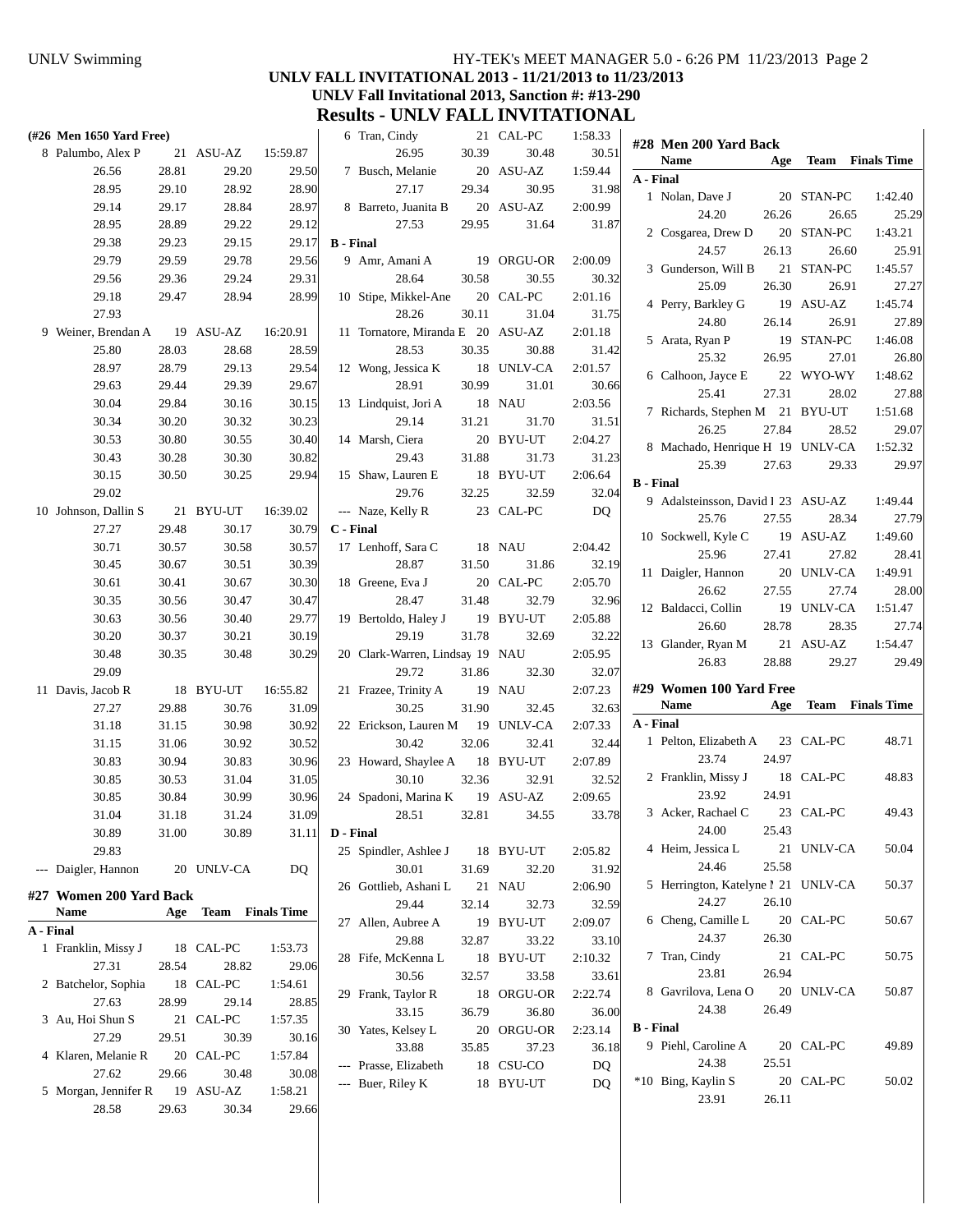## UNLV FALL INVITATIONAL 2013 - 11/21/2013 to 11/23/2013

### UNLV Fall Invitational 2013, Sanction #: #13-290

# Results - UNLV FALL INVITATIONAL

**(#26 Men 1650 Yard Free)**

| | Name | Age | Team | Finals Time |
|---|---|---|---|---|
| 8 | Palumbo, Alex P | 21 | ASU-AZ | 15:59.87 |
| | 26.56 / 28.81 / 29.20 / 29.50 / 28.95 / 29.10 / 28.92 / 28.90 / 29.14 / 29.17 / 28.84 / 28.97 / 28.95 / 28.89 / 29.22 / 29.12 / 29.38 / 29.23 / 29.15 / 29.17 / 29.79 / 29.59 / 29.78 / 29.56 / 29.56 / 29.36 / 29.24 / 29.31 / 29.18 / 29.47 / 28.94 / 28.99 / 27.93 | | | |
| 9 | Weiner, Brendan A | 19 | ASU-AZ | 16:20.91 |
| | 25.80 / 28.03 / 28.68 / 28.59 / 28.97 / 28.79 / 29.13 / 29.54 / 29.63 / 29.44 / 29.39 / 29.67 / 30.04 / 29.84 / 30.16 / 30.15 / 30.34 / 30.20 / 30.32 / 30.23 / 30.53 / 30.80 / 30.55 / 30.40 / 30.43 / 30.28 / 30.30 / 30.82 / 30.15 / 30.50 / 30.25 / 29.94 / 29.02 | | | |
| 10 | Johnson, Dallin S | 21 | BYU-UT | 16:39.02 |
| | 27.27 / 29.48 / 30.17 / 30.79 / 30.71 / 30.57 / 30.58 / 30.57 / 30.45 / 30.67 / 30.51 / 30.39 / 30.61 / 30.41 / 30.67 / 30.30 / 30.35 / 30.56 / 30.47 / 30.47 / 30.63 / 30.56 / 30.40 / 29.77 / 30.20 / 30.37 / 30.21 / 30.19 / 30.48 / 30.35 / 30.48 / 30.29 / 29.09 | | | |
| 11 | Davis, Jacob R | 18 | BYU-UT | 16:55.82 |
| | 27.27 / 29.88 / 30.76 / 31.09 / 31.18 / 31.15 / 30.98 / 30.92 / 31.15 / 31.06 / 30.92 / 30.52 / 30.83 / 30.94 / 30.83 / 30.96 / 30.85 / 30.53 / 31.04 / 31.05 / 30.85 / 30.84 / 30.99 / 30.96 / 31.04 / 31.18 / 31.24 / 31.09 / 30.89 / 31.00 / 30.89 / 31.11 / 29.83 | | | |
| --- | Daigler, Hannon | 20 | UNLV-CA | DQ |

## #27 Women 200 Yard Back

| | Name | Age | Team | Finals Time |
|---|---|---|---|---|
| **A - Final** | | | | |
| 1 | Franklin, Missy J | 18 | CAL-PC | 1:53.73 |
| | 27.31 / 28.54 / 28.82 / 29.06 | | | |
| 2 | Batchelor, Sophia | 18 | CAL-PC | 1:54.61 |
| | 27.63 / 28.99 / 29.14 / 28.85 | | | |
| 3 | Au, Hoi Shun S | 21 | CAL-PC | 1:57.35 |
| | 27.29 / 29.51 / 30.39 / 30.16 | | | |
| 4 | Klaren, Melanie R | 20 | CAL-PC | 1:57.84 |
| | 27.62 / 29.66 / 30.48 / 30.08 | | | |
| 5 | Morgan, Jennifer R | 19 | ASU-AZ | 1:58.21 |
| | 28.58 / 29.63 / 30.34 / 29.66 | | | |
| 6 | Tran, Cindy | 21 | CAL-PC | 1:58.33 |
| | 26.95 / 30.39 / 30.48 / 30.51 | | | |
| 7 | Busch, Melanie | 20 | ASU-AZ | 1:59.44 |
| | 27.17 / 29.34 / 30.95 / 31.98 | | | |
| 8 | Barreto, Juanita B | 20 | ASU-AZ | 2:00.99 |
| | 27.53 / 29.95 / 31.64 / 31.87 | | | |
| **B - Final** | | | | |
| 9 | Amr, Amani A | 19 | ORGU-OR | 2:00.09 |
| | 28.64 / 30.58 / 30.55 / 30.32 | | | |
| 10 | Stipe, Mikkel-Ane | 20 | CAL-PC | 2:01.16 |
| | 28.26 / 30.11 / 31.04 / 31.75 | | | |
| 11 | Tornatore, Miranda E | 20 | ASU-AZ | 2:01.18 |
| | 28.53 / 30.35 / 30.88 / 31.42 | | | |
| 12 | Wong, Jessica K | 18 | UNLV-CA | 2:01.57 |
| | 28.91 / 30.99 / 31.01 / 30.66 | | | |
| 13 | Lindquist, Jori A | 18 | NAU | 2:03.56 |
| | 29.14 / 31.21 / 31.70 / 31.51 | | | |
| 14 | Marsh, Ciera | 20 | BYU-UT | 2:04.27 |
| | 29.43 / 31.88 / 31.73 / 31.23 | | | |
| 15 | Shaw, Lauren E | 18 | BYU-UT | 2:06.64 |
| | 29.76 / 32.25 / 32.59 / 32.04 | | | |
| --- | Naze, Kelly R | 23 | CAL-PC | DQ |
| **C - Final** | | | | |
| 17 | Lenhoff, Sara C | 18 | NAU | 2:04.42 |
| | 28.87 / 31.50 / 31.86 / 32.19 | | | |
| 18 | Greene, Eva J | 20 | CAL-PC | 2:05.70 |
| | 28.47 / 31.48 / 32.79 / 32.96 | | | |
| 19 | Bertoldo, Haley J | 19 | BYU-UT | 2:05.88 |
| | 29.19 / 31.78 / 32.69 / 32.22 | | | |
| 20 | Clark-Warren, Lindsay | 19 | NAU | 2:05.95 |
| | 29.72 / 31.86 / 32.30 / 32.07 | | | |
| 21 | Frazee, Trinity A | 19 | NAU | 2:07.23 |
| | 30.25 / 31.90 / 32.45 / 32.63 | | | |
| 22 | Erickson, Lauren M | 19 | UNLV-CA | 2:07.33 |
| | 30.42 / 32.06 / 32.41 / 32.44 | | | |
| 23 | Howard, Shaylee A | 18 | BYU-UT | 2:07.89 |
| | 30.10 / 32.36 / 32.91 / 32.52 | | | |
| 24 | Spadoni, Marina K | 19 | ASU-AZ | 2:09.65 |
| | 28.51 / 32.81 / 34.55 / 33.78 | | | |
| **D - Final** | | | | |
| 25 | Spindler, Ashlee J | 18 | BYU-UT | 2:05.82 |
| | 30.01 / 31.69 / 32.20 / 31.92 | | | |
| 26 | Gottlieb, Ashani L | 21 | NAU | 2:06.90 |
| | 29.44 / 32.14 / 32.73 / 32.59 | | | |
| 27 | Allen, Aubree A | 19 | BYU-UT | 2:09.07 |
| | 29.88 / 32.87 / 33.22 / 33.10 | | | |
| 28 | Fife, McKenna L | 18 | BYU-UT | 2:10.32 |
| | 30.56 / 32.57 / 33.58 / 33.61 | | | |
| 29 | Frank, Taylor R | 18 | ORGU-OR | 2:22.74 |
| | 33.15 / 36.79 / 36.80 / 36.00 | | | |
| 30 | Yates, Kelsey L | 20 | ORGU-OR | 2:23.14 |
| | 33.88 / 35.85 / 37.23 / 36.18 | | | |
| --- | Prasse, Elizabeth | 18 | CSU-CO | DQ |
| --- | Buer, Riley K | 18 | BYU-UT | DQ |

## #28 Men 200 Yard Back

| | Name | Age | Team | Finals Time |
|---|---|---|---|---|
| **A - Final** | | | | |
| 1 | Nolan, Dave J | 20 | STAN-PC | 1:42.40 |
| | 24.20 / 26.26 / 26.65 / 25.29 | | | |
| 2 | Cosgarea, Drew D | 20 | STAN-PC | 1:43.21 |
| | 24.57 / 26.13 / 26.60 / 25.91 | | | |
| 3 | Gunderson, Will B | 21 | STAN-PC | 1:45.57 |
| | 25.09 / 26.30 / 26.91 / 27.27 | | | |
| 4 | Perry, Barkley G | 19 | ASU-AZ | 1:45.74 |
| | 24.80 / 26.14 / 26.91 / 27.89 | | | |
| 5 | Arata, Ryan P | 19 | STAN-PC | 1:46.08 |
| | 25.32 / 26.95 / 27.01 / 26.80 | | | |
| 6 | Calhoon, Jayce E | 22 | WYO-WY | 1:48.62 |
| | 25.41 / 27.31 / 28.02 / 27.88 | | | |
| 7 | Richards, Stephen M | 21 | BYU-UT | 1:51.68 |
| | 26.25 / 27.84 / 28.52 / 29.07 | | | |
| 8 | Machado, Henrique H | 19 | UNLV-CA | 1:52.32 |
| | 25.39 / 27.63 / 29.33 / 29.97 | | | |
| **B - Final** | | | | |
| 9 | Adalsteinsson, David I | 23 | ASU-AZ | 1:49.44 |
| | 25.76 / 27.55 / 28.34 / 27.79 | | | |
| 10 | Sockwell, Kyle C | 19 | ASU-AZ | 1:49.60 |
| | 25.96 / 27.41 / 27.82 / 28.41 | | | |
| 11 | Daigler, Hannon | 20 | UNLV-CA | 1:49.91 |
| | 26.62 / 27.55 / 27.74 / 28.00 | | | |
| 12 | Baldacci, Collin | 19 | UNLV-CA | 1:51.47 |
| | 26.60 / 28.78 / 28.35 / 27.74 | | | |
| 13 | Glander, Ryan M | 21 | ASU-AZ | 1:54.47 |
| | 26.83 / 28.88 / 29.27 / 29.49 | | | |

## #29 Women 100 Yard Free

| | Name | Age | Team | Finals Time |
|---|---|---|---|---|
| **A - Final** | | | | |
| 1 | Pelton, Elizabeth A | 23 | CAL-PC | 48.71 |
| | 23.74 / 24.97 | | | |
| 2 | Franklin, Missy J | 18 | CAL-PC | 48.83 |
| | 23.92 / 24.91 | | | |
| 3 | Acker, Rachael C | 23 | CAL-PC | 49.43 |
| | 24.00 / 25.43 | | | |
| 4 | Heim, Jessica L | 21 | UNLV-CA | 50.04 |
| | 24.46 / 25.58 | | | |
| 5 | Herrington, Katelyne M | 21 | UNLV-CA | 50.37 |
| | 24.27 / 26.10 | | | |
| 6 | Cheng, Camille L | 20 | CAL-PC | 50.67 |
| | 24.37 / 26.30 | | | |
| 7 | Tran, Cindy | 21 | CAL-PC | 50.75 |
| | 23.81 / 26.94 | | | |
| 8 | Gavrilova, Lena O | 20 | UNLV-CA | 50.87 |
| | 24.38 / 26.49 | | | |
| **B - Final** | | | | |
| 9 | Piehl, Caroline A | 20 | CAL-PC | 49.89 |
| | 24.38 / 25.51 | | | |
| *10 | Bing, Kaylin S | 20 | CAL-PC | 50.02 |
| | 23.91 / 26.11 | | | |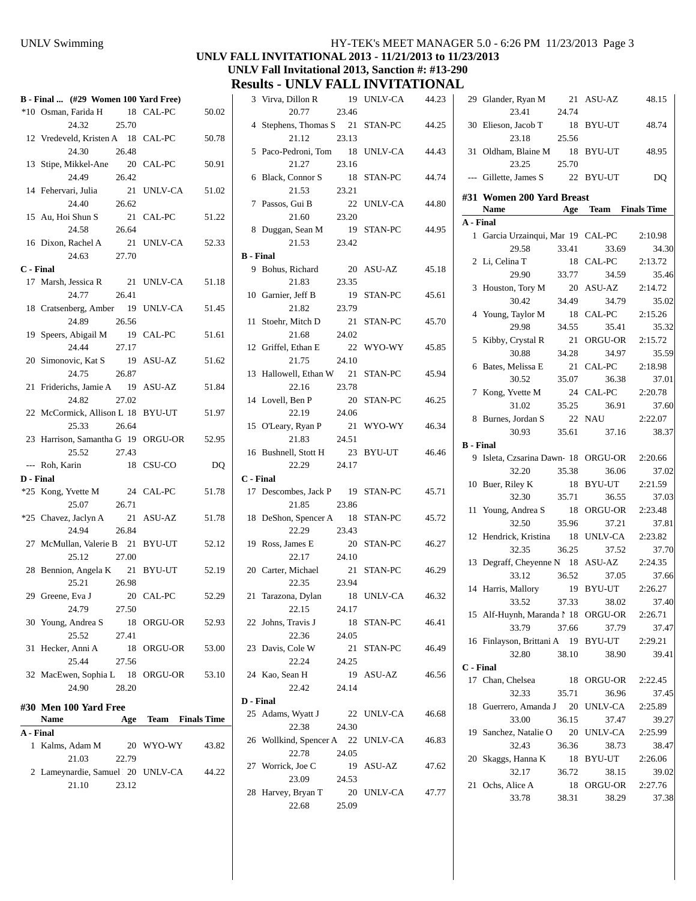## UNLV FALL INVITATIONAL 2013 - 11/21/2013 to 11/23/2013

### UNLV Fall Invitational 2013, Sanction #: #13-290

# Results - UNLV FALL INVITATIONAL

### B - Final ... (#29 Women 100 Yard Free)

| | Name | Age | Team | Finals Time |
|---|---|---|---|---|
| *10 | Osman, Farida H | 18 | CAL-PC | 50.02 |
| | 24.32 | 25.70 | | |
| 12 | Vredeveld, Kristen A | 18 | CAL-PC | 50.78 |
| | 24.30 | 26.48 | | |
| 13 | Stipe, Mikkel-Ane | 20 | CAL-PC | 50.91 |
| | 24.49 | 26.42 | | |
| 14 | Fehervari, Julia | 21 | UNLV-CA | 51.02 |
| | 24.40 | 26.62 | | |
| 15 | Au, Hoi Shun S | 21 | CAL-PC | 51.22 |
| | 24.58 | 26.64 | | |
| 16 | Dixon, Rachel A | 21 | UNLV-CA | 52.33 |
| | 24.63 | 27.70 | | |
| **C - Final** | | | | |
| 17 | Marsh, Jessica R | 21 | UNLV-CA | 51.18 |
| | 24.77 | 26.41 | | |
| 18 | Cratsenberg, Amber | 19 | UNLV-CA | 51.45 |
| | 24.89 | 26.56 | | |
| 19 | Speers, Abigail M | 19 | CAL-PC | 51.61 |
| | 24.44 | 27.17 | | |
| 20 | Simonovic, Kat S | 19 | ASU-AZ | 51.62 |
| | 24.75 | 26.87 | | |
| 21 | Friderichs, Jamie A | 19 | ASU-AZ | 51.84 |
| | 24.82 | 27.02 | | |
| 22 | McCormick, Allison L | 18 | BYU-UT | 51.97 |
| | 25.33 | 26.64 | | |
| 23 | Harrison, Samantha G | 19 | ORGU-OR | 52.95 |
| | 25.52 | 27.43 | | |
| --- | Roh, Karin | 18 | CSU-CO | DQ |
| **D - Final** | | | | |
| *25 | Kong, Yvette M | 24 | CAL-PC | 51.78 |
| | 25.07 | 26.71 | | |
| *25 | Chavez, Jaclyn A | 21 | ASU-AZ | 51.78 |
| | 24.94 | 26.84 | | |
| 27 | McMullan, Valerie B | 21 | BYU-UT | 52.12 |
| | 25.12 | 27.00 | | |
| 28 | Bennion, Angela K | 21 | BYU-UT | 52.19 |
| | 25.21 | 26.98 | | |
| 29 | Greene, Eva J | 20 | CAL-PC | 52.29 |
| | 24.79 | 27.50 | | |
| 30 | Young, Andrea S | 18 | ORGU-OR | 52.93 |
| | 25.52 | 27.41 | | |
| 31 | Hecker, Anni A | 18 | ORGU-OR | 53.00 |
| | 25.44 | 27.56 | | |
| 32 | MacEwen, Sophia L | 18 | ORGU-OR | 53.10 |
| | 24.90 | 28.20 | | |

### #30 Men 100 Yard Free

| | Name | Age | Team | Finals Time |
|---|---|---|---|---|
| **A - Final** | | | | |
| 1 | Kalms, Adam M | 20 | WYO-WY | 43.82 |
| | 21.03 | 22.79 | | |
| 2 | Lameynardie, Samuel | 20 | UNLV-CA | 44.22 |
| | 21.10 | 23.12 | | |
| 3 | Virva, Dillon R | 19 | UNLV-CA | 44.23 |
| | 20.77 | 23.46 | | |
| 4 | Stephens, Thomas S | 21 | STAN-PC | 44.25 |
| | 21.12 | 23.13 | | |
| 5 | Paco-Pedroni, Tom | 18 | UNLV-CA | 44.43 |
| | 21.27 | 23.16 | | |
| 6 | Black, Connor S | 18 | STAN-PC | 44.74 |
| | 21.53 | 23.21 | | |
| 7 | Passos, Gui B | 22 | UNLV-CA | 44.80 |
| | 21.60 | 23.20 | | |
| 8 | Duggan, Sean M | 19 | STAN-PC | 44.95 |
| | 21.53 | 23.42 | | |
| **B - Final** | | | | |
| 9 | Bohus, Richard | 20 | ASU-AZ | 45.18 |
| | 21.83 | 23.35 | | |
| 10 | Garnier, Jeff B | 19 | STAN-PC | 45.61 |
| | 21.82 | 23.79 | | |
| 11 | Stoehr, Mitch D | 21 | STAN-PC | 45.70 |
| | 21.68 | 24.02 | | |
| 12 | Griffel, Ethan E | 22 | WYO-WY | 45.85 |
| | 21.75 | 24.10 | | |
| 13 | Hallowell, Ethan W | 21 | STAN-PC | 45.94 |
| | 22.16 | 23.78 | | |
| 14 | Lovell, Ben P | 20 | STAN-PC | 46.25 |
| | 22.19 | 24.06 | | |
| 15 | O'Leary, Ryan P | 21 | WYO-WY | 46.34 |
| | 21.83 | 24.51 | | |
| 16 | Bushnell, Stott H | 23 | BYU-UT | 46.46 |
| | 22.29 | 24.17 | | |
| **C - Final** | | | | |
| 17 | Descombes, Jack P | 19 | STAN-PC | 45.71 |
| | 21.85 | 23.86 | | |
| 18 | DeShon, Spencer A | 18 | STAN-PC | 45.72 |
| | 22.29 | 23.43 | | |
| 19 | Ross, James E | 20 | STAN-PC | 46.27 |
| | 22.17 | 24.10 | | |
| 20 | Carter, Michael | 21 | STAN-PC | 46.29 |
| | 22.35 | 23.94 | | |
| 21 | Tarazona, Dylan | 18 | UNLV-CA | 46.32 |
| | 22.15 | 24.17 | | |
| 22 | Johns, Travis J | 18 | STAN-PC | 46.41 |
| | 22.36 | 24.05 | | |
| 23 | Davis, Cole W | 21 | STAN-PC | 46.49 |
| | 22.24 | 24.25 | | |
| 24 | Kao, Sean H | 19 | ASU-AZ | 46.56 |
| | 22.42 | 24.14 | | |
| **D - Final** | | | | |
| 25 | Adams, Wyatt J | 22 | UNLV-CA | 46.68 |
| | 22.38 | 24.30 | | |
| 26 | Wollkind, Spencer A | 22 | UNLV-CA | 46.83 |
| | 22.78 | 24.05 | | |
| 27 | Worrick, Joe C | 19 | ASU-AZ | 47.62 |
| | 23.09 | 24.53 | | |
| 28 | Harvey, Bryan T | 20 | UNLV-CA | 47.77 |
| | 22.68 | 25.09 | | |
| 29 | Glander, Ryan M | 21 | ASU-AZ | 48.15 |
| | 23.41 | 24.74 | | |
| 30 | Elieson, Jacob T | 18 | BYU-UT | 48.74 |
| | 23.18 | 25.56 | | |
| 31 | Oldham, Blaine M | 18 | BYU-UT | 48.95 |
| | 23.25 | 25.70 | | |
| --- | Gillette, James S | 22 | BYU-UT | DQ |

### #31 Women 200 Yard Breast

| | Name | Age | Team | Finals Time |
|---|---|---|---|---|
| **A - Final** | | | | |
| 1 | Garcia Urzainqui, Mar | 19 | CAL-PC | 2:10.98 |
| | 29.58 | 33.41 | 33.69 | 34.30 |
| 2 | Li, Celina T | 18 | CAL-PC | 2:13.72 |
| | 29.90 | 33.77 | 34.59 | 35.46 |
| 3 | Houston, Tory M | 20 | ASU-AZ | 2:14.72 |
| | 30.42 | 34.49 | 34.79 | 35.02 |
| 4 | Young, Taylor M | 18 | CAL-PC | 2:15.26 |
| | 29.98 | 34.55 | 35.41 | 35.32 |
| 5 | Kibby, Crystal R | 21 | ORGU-OR | 2:15.72 |
| | 30.88 | 34.28 | 34.97 | 35.59 |
| 6 | Bates, Melissa E | 21 | CAL-PC | 2:18.98 |
| | 30.52 | 35.07 | 36.38 | 37.01 |
| 7 | Kong, Yvette M | 24 | CAL-PC | 2:20.78 |
| | 31.02 | 35.25 | 36.91 | 37.60 |
| 8 | Burnes, Jordan S | 22 | NAU | 2:22.07 |
| | 30.93 | 35.61 | 37.16 | 38.37 |
| **B - Final** | | | | |
| 9 | Isleta, Czsarina Dawn- | 18 | ORGU-OR | 2:20.66 |
| | 32.20 | 35.38 | 36.06 | 37.02 |
| 10 | Buer, Riley K | 18 | BYU-UT | 2:21.59 |
| | 32.30 | 35.71 | 36.55 | 37.03 |
| 11 | Young, Andrea S | 18 | ORGU-OR | 2:23.48 |
| | 32.50 | 35.96 | 37.21 | 37.81 |
| 12 | Hendrick, Kristina | 18 | UNLV-CA | 2:23.82 |
| | 32.35 | 36.25 | 37.52 | 37.70 |
| 13 | Degraff, Cheyenne N | 18 | ASU-AZ | 2:24.35 |
| | 33.12 | 36.52 | 37.05 | 37.66 |
| 14 | Harris, Mallory | 19 | BYU-UT | 2:26.27 |
| | 33.52 | 37.33 | 38.02 | 37.40 |
| 15 | Alf-Huynh, Maranda N | 18 | ORGU-OR | 2:26.71 |
| | 33.79 | 37.66 | 37.79 | 37.47 |
| 16 | Finlayson, Brittani A | 19 | BYU-UT | 2:29.21 |
| | 32.80 | 38.10 | 38.90 | 39.41 |
| **C - Final** | | | | |
| 17 | Chan, Chelsea | 18 | ORGU-OR | 2:22.45 |
| | 32.33 | 35.71 | 36.96 | 37.45 |
| 18 | Guerrero, Amanda J | 20 | UNLV-CA | 2:25.89 |
| | 33.00 | 36.15 | 37.47 | 39.27 |
| 19 | Sanchez, Natalie O | 20 | UNLV-CA | 2:25.99 |
| | 32.43 | 36.36 | 38.73 | 38.47 |
| 20 | Skaggs, Hanna K | 18 | BYU-UT | 2:26.06 |
| | 32.17 | 36.72 | 38.15 | 39.02 |
| 21 | Ochs, Alice A | 18 | ORGU-OR | 2:27.76 |
| | 33.78 | 38.31 | 38.29 | 37.38 |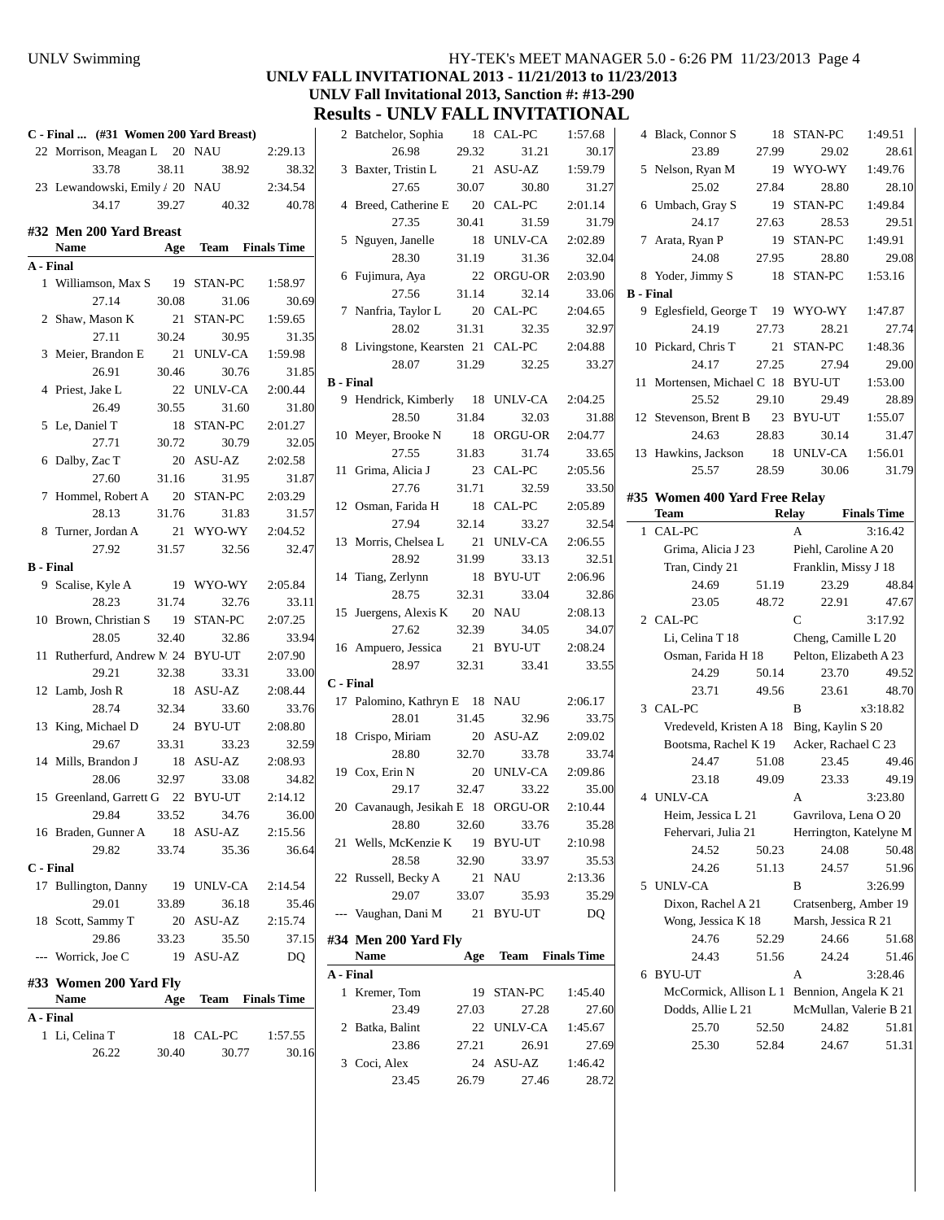## Results - UNLV FALL INVITATIONAL

### C - Final ... (#31 Women 200 Yard Breast)

| Place | Name | Age | Team | Finals Time |
|---|---|---|---|---|
| 22 | Morrison, Meagan L | 20 | NAU | 2:29.13 |
| | 33.78 | 38.11 | 38.92 | 38.32 |
| 23 | Lewandowski, Emily A | 20 | NAU | 2:34.54 |
| | 34.17 | 39.27 | 40.32 | 40.78 |

### #32 Men 200 Yard Breast

| Place | Name | Age | Team | Finals Time |
|---|---|---|---|---|
| **A - Final** | | | | |
| 1 | Williamson, Max S | 19 | STAN-PC | 1:58.97 |
| | 27.14 | 30.08 | 31.06 | 30.69 |
| 2 | Shaw, Mason K | 21 | STAN-PC | 1:59.65 |
| | 27.11 | 30.24 | 30.95 | 31.35 |
| 3 | Meier, Brandon E | 21 | UNLV-CA | 1:59.98 |
| | 26.91 | 30.46 | 30.76 | 31.85 |
| 4 | Priest, Jake L | 22 | UNLV-CA | 2:00.44 |
| | 26.49 | 30.55 | 31.60 | 31.80 |
| 5 | Le, Daniel T | 18 | STAN-PC | 2:01.27 |
| | 27.71 | 30.72 | 30.79 | 32.05 |
| 6 | Dalby, Zac T | 20 | ASU-AZ | 2:02.58 |
| | 27.60 | 31.16 | 31.95 | 31.87 |
| 7 | Hommel, Robert A | 20 | STAN-PC | 2:03.29 |
| | 28.13 | 31.76 | 31.83 | 31.57 |
| 8 | Turner, Jordan A | 21 | WYO-WY | 2:04.52 |
| | 27.92 | 31.57 | 32.56 | 32.47 |
| **B - Final** | | | | |
| 9 | Scalise, Kyle A | 19 | WYO-WY | 2:05.84 |
| | 28.23 | 31.74 | 32.76 | 33.11 |
| 10 | Brown, Christian S | 19 | STAN-PC | 2:07.25 |
| | 28.05 | 32.40 | 32.86 | 33.94 |
| 11 | Rutherfurd, Andrew M | 24 | BYU-UT | 2:07.90 |
| | 29.21 | 32.38 | 33.31 | 33.00 |
| 12 | Lamb, Josh R | 18 | ASU-AZ | 2:08.44 |
| | 28.74 | 32.34 | 33.60 | 33.76 |
| 13 | King, Michael D | 24 | BYU-UT | 2:08.80 |
| | 29.67 | 33.31 | 33.23 | 32.59 |
| 14 | Mills, Brandon J | 18 | ASU-AZ | 2:08.93 |
| | 28.06 | 32.97 | 33.08 | 34.82 |
| 15 | Greenland, Garrett G | 22 | BYU-UT | 2:14.12 |
| | 29.84 | 33.52 | 34.76 | 36.00 |
| 16 | Braden, Gunner A | 18 | ASU-AZ | 2:15.56 |
| | 29.82 | 33.74 | 35.36 | 36.64 |
| **C - Final** | | | | |
| 17 | Bullington, Danny | 19 | UNLV-CA | 2:14.54 |
| | 29.01 | 33.89 | 36.18 | 35.46 |
| 18 | Scott, Sammy T | 20 | ASU-AZ | 2:15.74 |
| | 29.86 | 33.23 | 35.50 | 37.15 |
| --- | Worrick, Joe C | 19 | ASU-AZ | DQ |

### #33 Women 200 Yard Fly

| Place | Name | Age | Team | Finals Time |
|---|---|---|---|---|
| **A - Final** | | | | |
| 1 | Li, Celina T | 18 | CAL-PC | 1:57.55 |
| | 26.22 | 30.40 | 30.77 | 30.16 |
| 2 | Batchelor, Sophia | 18 | CAL-PC | 1:57.68 |
| | 26.98 | 29.32 | 31.21 | 30.17 |
| 3 | Baxter, Tristin L | 21 | ASU-AZ | 1:59.79 |
| | 27.65 | 30.07 | 30.80 | 31.27 |
| 4 | Breed, Catherine E | 20 | CAL-PC | 2:01.14 |
| | 27.35 | 30.41 | 31.59 | 31.79 |
| 5 | Nguyen, Janelle | 18 | UNLV-CA | 2:02.89 |
| | 28.30 | 31.19 | 31.36 | 32.04 |
| 6 | Fujimura, Aya | 22 | ORGU-OR | 2:03.90 |
| | 27.56 | 31.14 | 32.14 | 33.06 |
| 7 | Nanfria, Taylor L | 20 | CAL-PC | 2:04.65 |
| | 28.02 | 31.31 | 32.35 | 32.97 |
| 8 | Livingstone, Kearsten | 21 | CAL-PC | 2:04.88 |
| | 28.07 | 31.29 | 32.25 | 33.27 |
| **B - Final** | | | | |
| 9 | Hendrick, Kimberly | 18 | UNLV-CA | 2:04.25 |
| | 28.50 | 31.84 | 32.03 | 31.88 |
| 10 | Meyer, Brooke N | 18 | ORGU-OR | 2:04.77 |
| | 27.55 | 31.83 | 31.74 | 33.65 |
| 11 | Grima, Alicia J | 23 | CAL-PC | 2:05.56 |
| | 27.76 | 31.71 | 32.59 | 33.50 |
| 12 | Osman, Farida H | 18 | CAL-PC | 2:05.89 |
| | 27.94 | 32.14 | 33.27 | 32.54 |
| 13 | Morris, Chelsea L | 21 | UNLV-CA | 2:06.55 |
| | 28.92 | 31.99 | 33.13 | 32.51 |
| 14 | Tiang, Zerlynn | 18 | BYU-UT | 2:06.96 |
| | 28.75 | 32.31 | 33.04 | 32.86 |
| 15 | Juergens, Alexis K | 20 | NAU | 2:08.13 |
| | 27.62 | 32.39 | 34.05 | 34.07 |
| 16 | Ampuero, Jessica | 21 | BYU-UT | 2:08.24 |
| | 28.97 | 32.31 | 33.41 | 33.55 |
| **C - Final** | | | | |
| 17 | Palomino, Kathryn E | 18 | NAU | 2:06.17 |
| | 28.01 | 31.45 | 32.96 | 33.75 |
| 18 | Crispo, Miriam | 20 | ASU-AZ | 2:09.02 |
| | 28.80 | 32.70 | 33.78 | 33.74 |
| 19 | Cox, Erin N | 20 | UNLV-CA | 2:09.86 |
| | 29.17 | 32.47 | 33.22 | 35.00 |
| 20 | Cavanaugh, Jesikah E | 18 | ORGU-OR | 2:10.44 |
| | 28.80 | 32.60 | 33.76 | 35.28 |
| 21 | Wells, McKenzie K | 19 | BYU-UT | 2:10.98 |
| | 28.58 | 32.90 | 33.97 | 35.53 |
| 22 | Russell, Becky A | 21 | NAU | 2:13.36 |
| | 29.07 | 33.07 | 35.93 | 35.29 |
| --- | Vaughan, Dani M | 21 | BYU-UT | DQ |

### #34 Men 200 Yard Fly

| Place | Name | Age | Team | Finals Time |
|---|---|---|---|---|
| **A - Final** | | | | |
| 1 | Kremer, Tom | 19 | STAN-PC | 1:45.40 |
| | 23.49 | 27.03 | 27.28 | 27.60 |
| 2 | Batka, Balint | 22 | UNLV-CA | 1:45.67 |
| | 23.86 | 27.21 | 26.91 | 27.69 |
| 3 | Coci, Alex | 24 | ASU-AZ | 1:46.42 |
| | 23.45 | 26.79 | 27.46 | 28.72 |
| 4 | Black, Connor S | 18 | STAN-PC | 1:49.51 |
| | 23.89 | 27.99 | 29.02 | 28.61 |
| 5 | Nelson, Ryan M | 19 | WYO-WY | 1:49.76 |
| | 25.02 | 27.84 | 28.80 | 28.10 |
| 6 | Umbach, Gray S | 19 | STAN-PC | 1:49.84 |
| | 24.17 | 27.63 | 28.53 | 29.51 |
| 7 | Arata, Ryan P | 19 | STAN-PC | 1:49.91 |
| | 24.08 | 27.95 | 28.80 | 29.08 |
| 8 | Yoder, Jimmy S | 18 | STAN-PC | 1:53.16 |
| **B - Final** | | | | |
| 9 | Eglesfield, George T | 19 | WYO-WY | 1:47.87 |
| | 24.19 | 27.73 | 28.21 | 27.74 |
| 10 | Pickard, Chris T | 21 | STAN-PC | 1:48.36 |
| | 24.17 | 27.25 | 27.94 | 29.00 |
| 11 | Mortensen, Michael C | 18 | BYU-UT | 1:53.00 |
| | 25.52 | 29.10 | 29.49 | 28.89 |
| 12 | Stevenson, Brent B | 23 | BYU-UT | 1:55.07 |
| | 24.63 | 28.83 | 30.14 | 31.47 |
| 13 | Hawkins, Jackson | 18 | UNLV-CA | 1:56.01 |
| | 25.57 | 28.59 | 30.06 | 31.79 |

### #35 Women 400 Yard Free Relay

| Place | Team | Relay | Finals Time |
|---|---|---|---|
| 1 | CAL-PC | A | 3:16.42 |
| | Grima, Alicia J 23 | Piehl, Caroline A 20 | |
| | Tran, Cindy 21 | Franklin, Missy J 18 | |
| | 24.69 51.19 | 23.29 48.84 | |
| | 23.05 48.72 | 22.91 47.67 | |
| 2 | CAL-PC | C | 3:17.92 |
| | Li, Celina T 18 | Cheng, Camille L 20 | |
| | Osman, Farida H 18 | Pelton, Elizabeth A 23 | |
| | 24.29 50.14 | 23.70 49.52 | |
| | 23.71 49.56 | 23.61 48.70 | |
| 3 | CAL-PC | B | x3:18.82 |
| | Vredeveld, Kristen A 18 | Bing, Kaylin S 20 | |
| | Bootsma, Rachel K 19 | Acker, Rachael C 23 | |
| | 24.47 51.08 | 23.45 49.46 | |
| | 23.18 49.09 | 23.33 49.19 | |
| 4 | UNLV-CA | A | 3:23.80 |
| | Heim, Jessica L 21 | Gavrilova, Lena O 20 | |
| | Fehervari, Julia 21 | Herrington, Katelyne M | |
| | 24.52 50.23 | 24.08 50.48 | |
| | 24.26 51.13 | 24.57 51.96 | |
| 5 | UNLV-CA | B | 3:26.99 |
| | Dixon, Rachel A 21 | Cratsenberg, Amber 19 | |
| | Wong, Jessica K 18 | Marsh, Jessica R 21 | |
| | 24.76 52.29 | 24.66 51.68 | |
| | 24.43 51.56 | 24.24 51.46 | |
| 6 | BYU-UT | A | 3:28.46 |
| | McCormick, Allison L 1 | Bennion, Angela K 21 | |
| | Dodds, Allie L 21 | McMullan, Valerie B 21 | |
| | 25.70 52.50 | 24.82 51.81 | |
| | 25.30 52.84 | 24.67 51.31 | |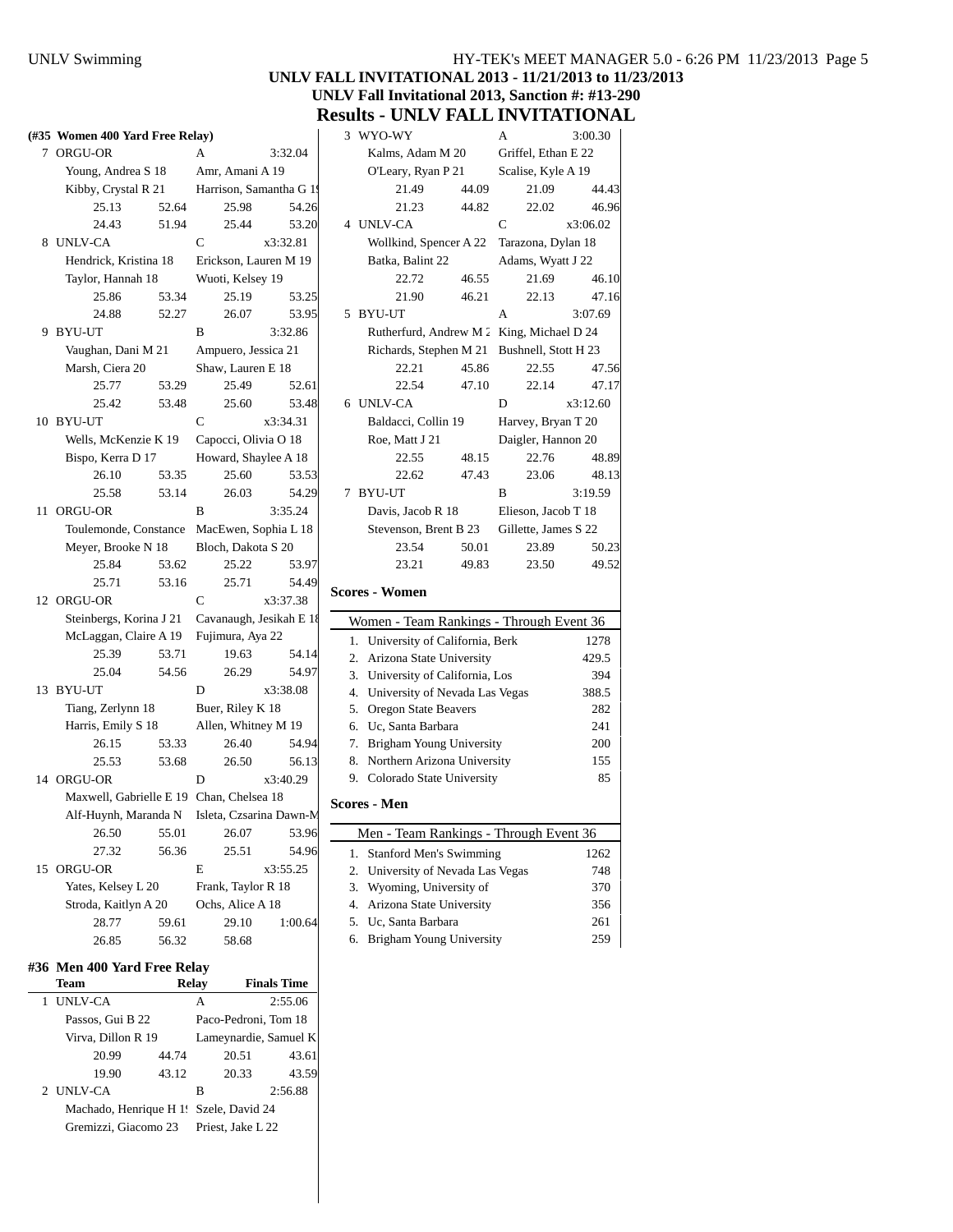UNLV FALL INVITATIONAL 2013 - 11/21/2013 to 11/23/2013

UNLV Fall Invitational 2013, Sanction #: #13-290

# Results - UNLV FALL INVITATIONAL

### (#35 Women 400 Yard Free Relay)

| | Team | Relay | Finals Time |
|---|---|---|---|
| 7 | ORGU-OR | A | 3:32.04 |
| | Young, Andrea S 18 | Amr, Amani A 19 | |
| | Kibby, Crystal R 21 | Harrison, Samantha G 19 | |
| | 25.13 52.64 | 25.98 54.26 | |
| | 24.43 51.94 | 25.44 53.20 | |
| 8 | UNLV-CA | C | x3:32.81 |
| | Hendrick, Kristina 18 | Erickson, Lauren M 19 | |
| | Taylor, Hannah 18 | Wuoti, Kelsey 19 | |
| | 25.86 53.34 | 25.19 53.25 | |
| | 24.88 52.27 | 26.07 53.95 | |
| 9 | BYU-UT | B | 3:32.86 |
| | Vaughan, Dani M 21 | Ampuero, Jessica 21 | |
| | Marsh, Ciera 20 | Shaw, Lauren E 18 | |
| | 25.77 53.29 | 25.49 52.61 | |
| | 25.42 53.48 | 25.60 53.48 | |
| 10 | BYU-UT | C | x3:34.31 |
| | Wells, McKenzie K 19 | Capocci, Olivia O 18 | |
| | Bispo, Kerra D 17 | Howard, Shaylee A 18 | |
| | 26.10 53.35 | 25.60 53.53 | |
| | 25.58 53.14 | 26.03 54.29 | |
| 11 | ORGU-OR | B | 3:35.24 |
| | Toulemonde, Constance | MacEwen, Sophia L 18 | |
| | Meyer, Brooke N 18 | Bloch, Dakota S 20 | |
| | 25.84 53.62 | 25.22 53.97 | |
| | 25.71 53.16 | 25.71 54.49 | |
| 12 | ORGU-OR | C | x3:37.38 |
| | Steinbergs, Korina J 21 | Cavanaugh, Jesikah E 18 | |
| | McLaggan, Claire A 19 | Fujimura, Aya 22 | |
| | 25.39 53.71 | 19.63 54.14 | |
| | 25.04 54.56 | 26.29 54.97 | |
| 13 | BYU-UT | D | x3:38.08 |
| | Tiang, Zerlynn 18 | Buer, Riley K 18 | |
| | Harris, Emily S 18 | Allen, Whitney M 19 | |
| | 26.15 53.33 | 26.40 54.94 | |
| | 25.53 53.68 | 26.50 56.13 | |
| 14 | ORGU-OR | D | x3:40.29 |
| | Maxwell, Gabrielle E 19 | Chan, Chelsea 18 | |
| | Alf-Huynh, Maranda N | Isleta, Czsarina Dawn-M | |
| | 26.50 55.01 | 26.07 53.96 | |
| | 27.32 56.36 | 25.51 54.96 | |
| 15 | ORGU-OR | E | x3:55.25 |
| | Yates, Kelsey L 20 | Frank, Taylor R 18 | |
| | Stroda, Kaitlyn A 20 | Ochs, Alice A 18 | |
| | 28.77 59.61 | 29.10 1:00.64 | |
| | 26.85 56.32 | 58.68 | |

### #36 Men 400 Yard Free Relay

| | Team | Relay | Finals Time |
|---|---|---|---|
| 1 | UNLV-CA | A | 2:55.06 |
| | Passos, Gui B 22 | Paco-Pedroni, Tom 18 | |
| | Virva, Dillon R 19 | Lameynardie, Samuel K | |
| | 20.99 44.74 | 20.51 43.61 | |
| | 19.90 43.12 | 20.33 43.59 | |
| 2 | UNLV-CA | B | 2:56.88 |
| | Machado, Henrique H 19 | Szele, David 24 | |
| | Gremizzi, Giacomo 23 | Priest, Jake L 22 | |
| 3 | WYO-WY | A | 3:00.30 |
| | Kalms, Adam M 20 | Griffel, Ethan E 22 | |
| | O'Leary, Ryan P 21 | Scalise, Kyle A 19 | |
| | 21.49 44.09 | 21.09 44.43 | |
| | 21.23 44.82 | 22.02 46.96 | |
| 4 | UNLV-CA | C | x3:06.02 |
| | Wollkind, Spencer A 22 | Tarazona, Dylan 18 | |
| | Batka, Balint 22 | Adams, Wyatt J 22 | |
| | 22.72 46.55 | 21.69 46.10 | |
| | 21.90 46.21 | 22.13 47.16 | |
| 5 | BYU-UT | A | 3:07.69 |
| | Rutherfurd, Andrew M 2 | King, Michael D 24 | |
| | Richards, Stephen M 21 | Bushnell, Stott H 23 | |
| | 22.21 45.86 | 22.55 47.56 | |
| | 22.54 47.10 | 22.14 47.17 | |
| 6 | UNLV-CA | D | x3:12.60 |
| | Baldacci, Collin 19 | Harvey, Bryan T 20 | |
| | Roe, Matt J 21 | Daigler, Hannon 20 | |
| | 22.55 48.15 | 22.76 48.89 | |
| | 22.62 47.43 | 23.06 48.13 | |
| 7 | BYU-UT | B | 3:19.59 |
| | Davis, Jacob R 18 | Elieson, Jacob T 18 | |
| | Stevenson, Brent B 23 | Gillette, James S 22 | |
| | 23.54 50.01 | 23.89 50.23 | |
| | 23.21 49.83 | 23.50 49.52 | |

### Scores - Women

| Women - Team Rankings - Through Event 36 | | |
|---|---|---|
| 1. | University of California, Berk | 1278 |
| 2. | Arizona State University | 429.5 |
| 3. | University of California, Los | 394 |
| 4. | University of Nevada Las Vegas | 388.5 |
| 5. | Oregon State Beavers | 282 |
| 6. | Uc, Santa Barbara | 241 |
| 7. | Brigham Young University | 200 |
| 8. | Northern Arizona University | 155 |
| 9. | Colorado State University | 85 |

### Scores - Men

| Men - Team Rankings - Through Event 36 | | |
|---|---|---|
| 1. | Stanford Men's Swimming | 1262 |
| 2. | University of Nevada Las Vegas | 748 |
| 3. | Wyoming, University of | 370 |
| 4. | Arizona State University | 356 |
| 5. | Uc, Santa Barbara | 261 |
| 6. | Brigham Young University | 259 |